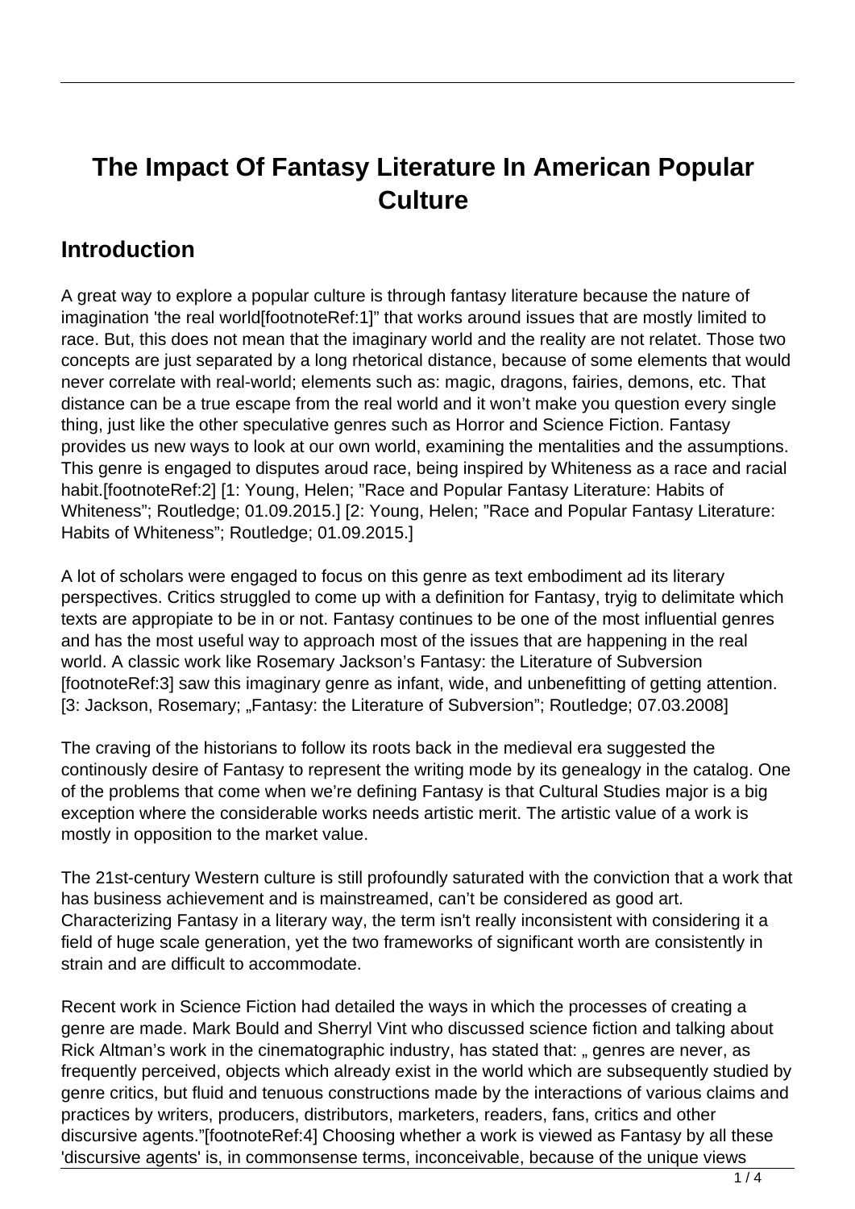# The Impact Of Fantasy Literature In American Popular Culture

## Introduction

A great way to explore a popular culture is through fantasy literature because the nature of imagination 'the real world[footnoteRef:1]" that works around issues that are mostly limited to race. But, this does not mean that the imaginary world and the reality are not relatet. Those two concepts are just separated by a long rhetorical distance, because of some elements that would never correlate with real-world; elements such as: magic, dragons, fairies, demons, etc. That distance can be a true escape from the real world and it won't make you question every single thing, just like the other speculative genres such as Horror and Science Fiction. Fantasy provides us new ways to look at our own world, examining the mentalities and the assumptions. This genre is engaged to disputes aroud race, being inspired by Whiteness as a race and racial habit.[footnoteRef:2] [1: Young, Helen; "Race and Popular Fantasy Literature: Habits of Whiteness"; Routledge; 01.09.2015.] [2: Young, Helen; "Race and Popular Fantasy Literature: Habits of Whiteness"; Routledge; 01.09.2015.]

A lot of scholars were engaged to focus on this genre as text embodiment ad its literary perspectives. Critics struggled to come up with a definition for Fantasy, tryig to delimitate which texts are appropiate to be in or not. Fantasy continues to be one of the most influential genres and has the most useful way to approach most of the issues that are happening in the real world. A classic work like Rosemary Jackson's Fantasy: the Literature of Subversion [footnoteRef:3] saw this imaginary genre as infant, wide, and unbenefitting of getting attention. [3: Jackson, Rosemary; „Fantasy: the Literature of Subversion"; Routledge; 07.03.2008]

The craving of the historians to follow its roots back in the medieval era suggested the continously desire of Fantasy to represent the writing mode by its genealogy in the catalog. One of the problems that come when we're defining Fantasy is that Cultural Studies major is a big exception where the considerable works needs artistic merit. The artistic value of a work is mostly in opposition to the market value.

The 21st-century Western culture is still profoundly saturated with the conviction that a work that has business achievement and is mainstreamed, can't be considered as good art. Characterizing Fantasy in a literary way, the term isn't really inconsistent with considering it a field of huge scale generation, yet the two frameworks of significant worth are consistently in strain and are difficult to accommodate.

Recent work in Science Fiction had detailed the ways in which the processes of creating a genre are made. Mark Bould and Sherryl Vint who discussed science fiction and talking about Rick Altman's work in the cinematographic industry, has stated that: „ genres are never, as frequently perceived, objects which already exist in the world which are subsequently studied by genre critics, but fluid and tenuous constructions made by the interactions of various claims and practices by writers, producers, distributors, marketers, readers, fans, critics and other discursive agents."[footnoteRef:4] Choosing whether a work is viewed as Fantasy by all these 'discursive agents' is, in commonsense terms, inconceivable, because of the unique views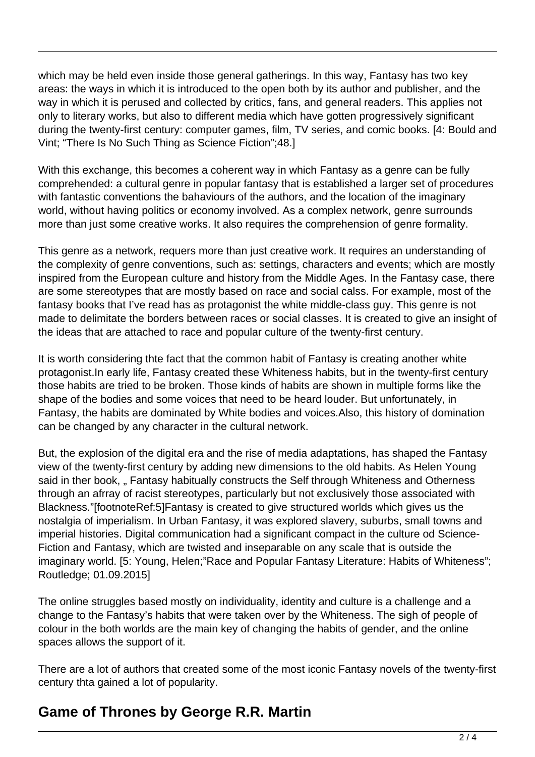which may be held even inside those general gatherings. In this way, Fantasy has two key areas: the ways in which it is introduced to the open both by its author and publisher, and the way in which it is perused and collected by critics, fans, and general readers. This applies not only to literary works, but also to different media which have gotten progressively significant during the twenty-first century: computer games, film, TV series, and comic books. [4: Bould and Vint; "There Is No Such Thing as Science Fiction";48.]

With this exchange, this becomes a coherent way in which Fantasy as a genre can be fully comprehended: a cultural genre in popular fantasy that is established a larger set of procedures with fantastic conventions the bahaviours of the authors, and the location of the imaginary world, without having politics or economy involved. As a complex network, genre surrounds more than just some creative works. It also requires the comprehension of genre formality.

This genre as a network, requers more than just creative work. It requires an understanding of the complexity of genre conventions, such as: settings, characters and events; which are mostly inspired from the European culture and history from the Middle Ages. In the Fantasy case, there are some stereotypes that are mostly based on race and social calss. For example, most of the fantasy books that I've read has as protagonist the white middle-class guy. This genre is not made to delimitate the borders between races or social classes. It is created to give an insight of the ideas that are attached to race and popular culture of the twenty-first century.

It is worth considering thte fact that the common habit of Fantasy is creating another white protagonist.In early life, Fantasy created these Whiteness habits, but in the twenty-first century those habits are tried to be broken. Those kinds of habits are shown in multiple forms like the shape of the bodies and some voices that need to be heard louder. But unfortunately, in Fantasy, the habits are dominated by White bodies and voices.Also, this history of domination can be changed by any character in the cultural network.

But, the explosion of the digital era and the rise of media adaptations, has shaped the Fantasy view of the twenty-first century by adding new dimensions to the old habits. As Helen Young said in ther book, „ Fantasy habitually constructs the Self through Whiteness and Otherness through an afrray of racist stereotypes, particularly but not exclusively those associated with Blackness."[footnoteRef:5]Fantasy is created to give structured worlds which gives us the nostalgia of imperialism. In Urban Fantasy, it was explored slavery, suburbs, small towns and imperial histories. Digital communication had a significant compact in the culture od Science-Fiction and Fantasy, which are twisted and inseparable on any scale that is outside the imaginary world. [5: Young, Helen;"Race and Popular Fantasy Literature: Habits of Whiteness"; Routledge; 01.09.2015]

The online struggles based mostly on individuality, identity and culture is a challenge and a change to the Fantasy's habits that were taken over by the Whiteness. The sigh of people of colour in the both worlds are the main key of changing the habits of gender, and the online spaces allows the support of it.

There are a lot of authors that created some of the most iconic Fantasy novels of the twenty-first century thta gained a lot of popularity.

## Game of Thrones by George R.R. Martin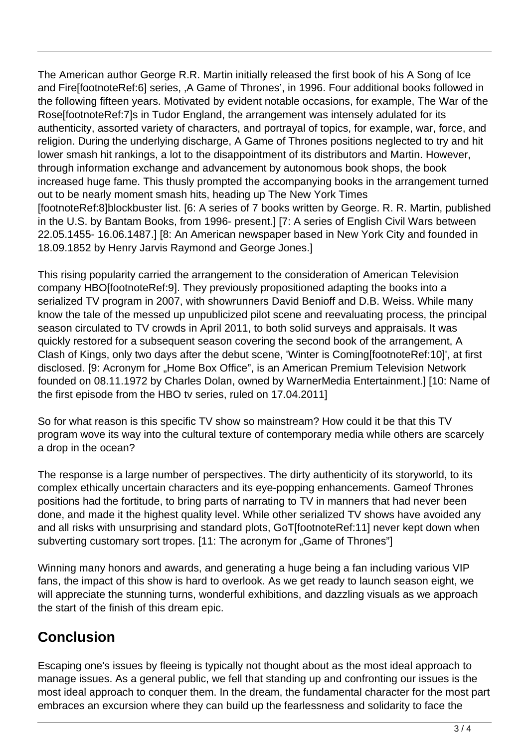The American author George R.R. Martin initially released the first book of his A Song of Ice and Fire[footnoteRef:6] series, ‚A Game of Thrones', in 1996. Four additional books followed in the following fifteen years. Motivated by evident notable occasions, for example, The War of the Rose[footnoteRef:7]s in Tudor England, the arrangement was intensely adulated for its authenticity, assorted variety of characters, and portrayal of topics, for example, war, force, and religion. During the underlying discharge, A Game of Thrones positions neglected to try and hit lower smash hit rankings, a lot to the disappointment of its distributors and Martin. However, through information exchange and advancement by autonomous book shops, the book increased huge fame. This thusly prompted the accompanying books in the arrangement turned out to be nearly moment smash hits, heading up The New York Times [footnoteRef:8]blockbuster list. [6: A series of 7 books written by George. R. R. Martin, published in the U.S. by Bantam Books, from 1996- present.] [7: A series of English Civil Wars between 22.05.1455- 16.06.1487.] [8: An American newspaper based in New York City and founded in 18.09.1852 by Henry Jarvis Raymond and George Jones.]

This rising popularity carried the arrangement to the consideration of American Television company HBO[footnoteRef:9]. They previously propositioned adapting the books into a serialized TV program in 2007, with showrunners David Benioff and D.B. Weiss. While many know the tale of the messed up unpublicized pilot scene and reevaluating process, the principal season circulated to TV crowds in April 2011, to both solid surveys and appraisals. It was quickly restored for a subsequent season covering the second book of the arrangement, A Clash of Kings, only two days after the debut scene, 'Winter is Coming[footnoteRef:10]', at first disclosed. [9: Acronym for „Home Box Office", is an American Premium Television Network founded on 08.11.1972 by Charles Dolan, owned by WarnerMedia Entertainment.] [10: Name of the first episode from the HBO tv series, ruled on 17.04.2011]

So for what reason is this specific TV show so mainstream? How could it be that this TV program wove its way into the cultural texture of contemporary media while others are scarcely a drop in the ocean?

The response is a large number of perspectives. The dirty authenticity of its storyworld, to its complex ethically uncertain characters and its eye-popping enhancements. Gameof Thrones positions had the fortitude, to bring parts of narrating to TV in manners that had never been done, and made it the highest quality level. While other serialized TV shows have avoided any and all risks with unsurprising and standard plots, GoT[footnoteRef:11] never kept down when subverting customary sort tropes. [11: The acronym for „Game of Thrones"]

Winning many honors and awards, and generating a huge being a fan including various VIP fans, the impact of this show is hard to overlook. As we get ready to launch season eight, we will appreciate the stunning turns, wonderful exhibitions, and dazzling visuals as we approach the start of the finish of this dream epic.

## Conclusion

Escaping one's issues by fleeing is typically not thought about as the most ideal approach to manage issues. As a general public, we fell that standing up and confronting our issues is the most ideal approach to conquer them. In the dream, the fundamental character for the most part embraces an excursion where they can build up the fearlessness and solidarity to face the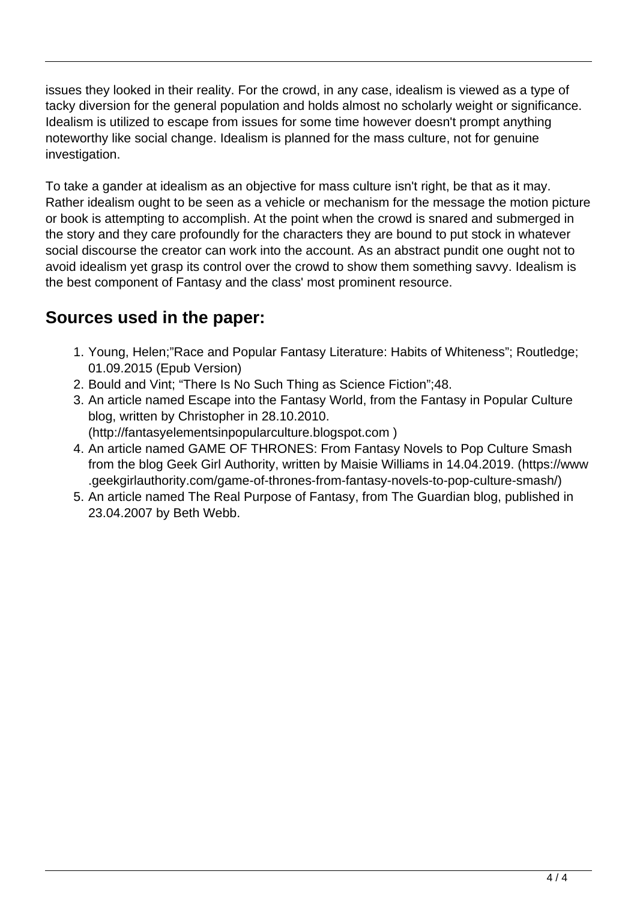issues they looked in their reality. For the crowd, in any case, idealism is viewed as a type of tacky diversion for the general population and holds almost no scholarly weight or significance. Idealism is utilized to escape from issues for some time however doesn't prompt anything noteworthy like social change. Idealism is planned for the mass culture, not for genuine investigation.

To take a gander at idealism as an objective for mass culture isn't right, be that as it may. Rather idealism ought to be seen as a vehicle or mechanism for the message the motion picture or book is attempting to accomplish. At the point when the crowd is snared and submerged in the story and they care profoundly for the characters they are bound to put stock in whatever social discourse the creator can work into the account. As an abstract pundit one ought not to avoid idealism yet grasp its control over the crowd to show them something savvy. Idealism is the best component of Fantasy and the class' most prominent resource.

## Sources used in the paper:

1. Young, Helen;"Race and Popular Fantasy Literature: Habits of Whiteness"; Routledge; 01.09.2015 (Epub Version)
2. Bould and Vint; "There Is No Such Thing as Science Fiction";48.
3. An article named Escape into the Fantasy World, from the Fantasy in Popular Culture blog, written by Christopher in 28.10.2010. (http://fantasyelementsinpopularculture.blogspot.com )
4. An article named GAME OF THRONES: From Fantasy Novels to Pop Culture Smash from the blog Geek Girl Authority, written by Maisie Williams in 14.04.2019. (https://www.geekgirlauthority.com/game-of-thrones-from-fantasy-novels-to-pop-culture-smash/)
5. An article named The Real Purpose of Fantasy, from The Guardian blog, published in 23.04.2007 by Beth Webb.